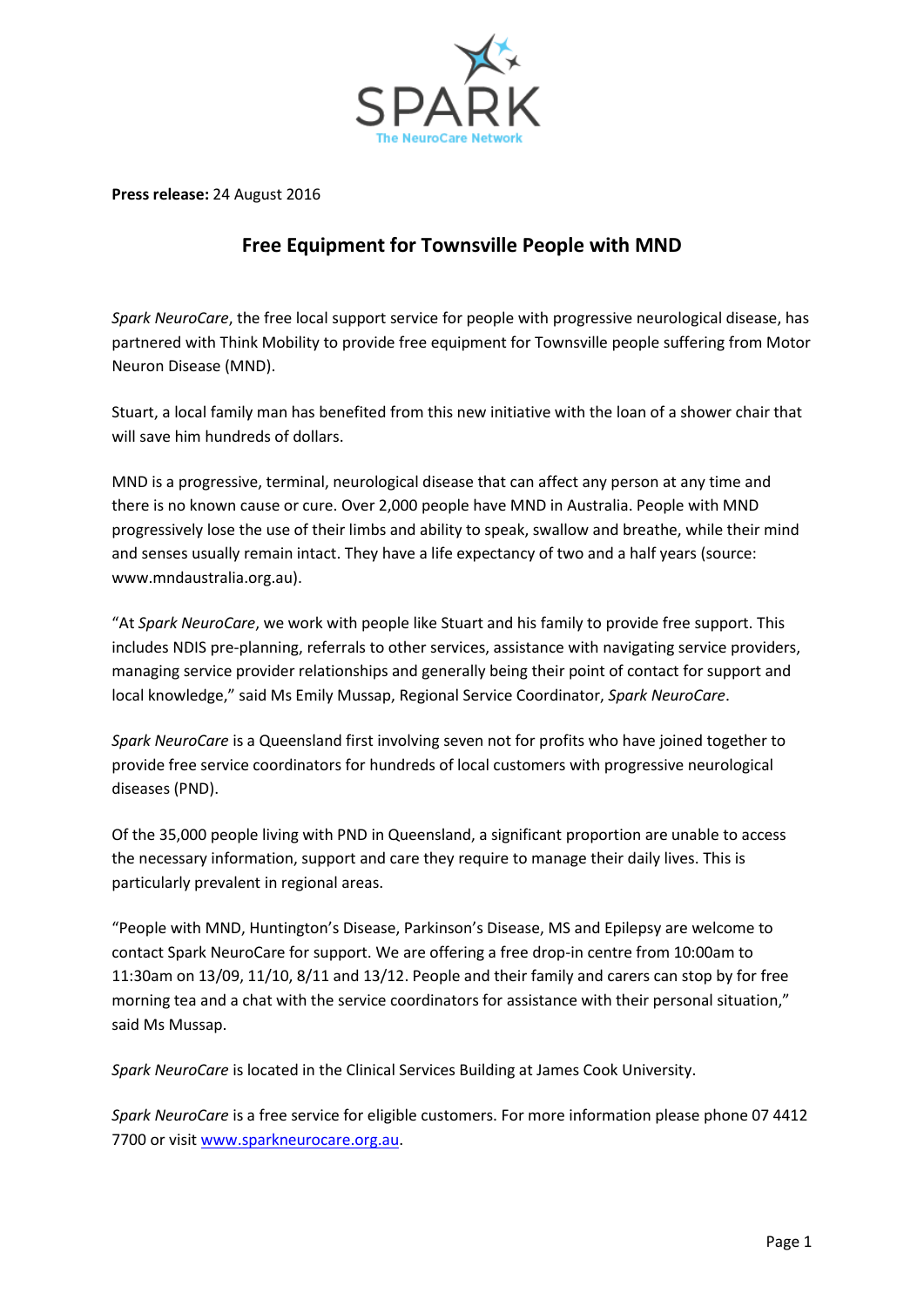SPARK

The NeuroCare Network

**Press release:** 24 August 2016

# Free Equipment for Townsville People with MND

*Spark NeuroCare*, the free local support service for people with progressive neurological disease, has partnered with Think Mobility to provide free equipment for Townsville people suffering from Motor Neuron Disease (MND).

Stuart, a local family man has benefited from this new initiative with the loan of a shower chair that will save him hundreds of dollars.

MND is a progressive, terminal, neurological disease that can affect any person at any time and there is no known cause or cure. Over 2,000 people have MND in Australia. People with MND progressively lose the use of their limbs and ability to speak, swallow and breathe, while their mind and senses usually remain intact. They have a life expectancy of two and a half years (source: www.mndaustralia.org.au).

"At *Spark NeuroCare*, we work with people like Stuart and his family to provide free support. This includes NDIS pre-planning, referrals to other services, assistance with navigating service providers, managing service provider relationships and generally being their point of contact for support and local knowledge," said Ms Emily Mussap, Regional Service Coordinator, *Spark NeuroCare*.

*Spark NeuroCare* is a Queensland first involving seven not for profits who have joined together to provide free service coordinators for hundreds of local customers with progressive neurological diseases (PND).

Of the 35,000 people living with PND in Queensland, a significant proportion are unable to access the necessary information, support and care they require to manage their daily lives. This is particularly prevalent in regional areas.

"People with MND, Huntington's Disease, Parkinson's Disease, MS and Epilepsy are welcome to contact Spark NeuroCare for support. We are offering a free drop-in centre from 10:00am to 11:30am on 13/09, 11/10, 8/11 and 13/12. People and their family and carers can stop by for free morning tea and a chat with the service coordinators for assistance with their personal situation," said Ms Mussap.

*Spark NeuroCare* is located in the Clinical Services Building at James Cook University.

*Spark NeuroCare* is a free service for eligible customers. For more information please phone 07 4412 7700 or visit [www.sparkneurocare.org.au](www.sparkneurocare.org.au).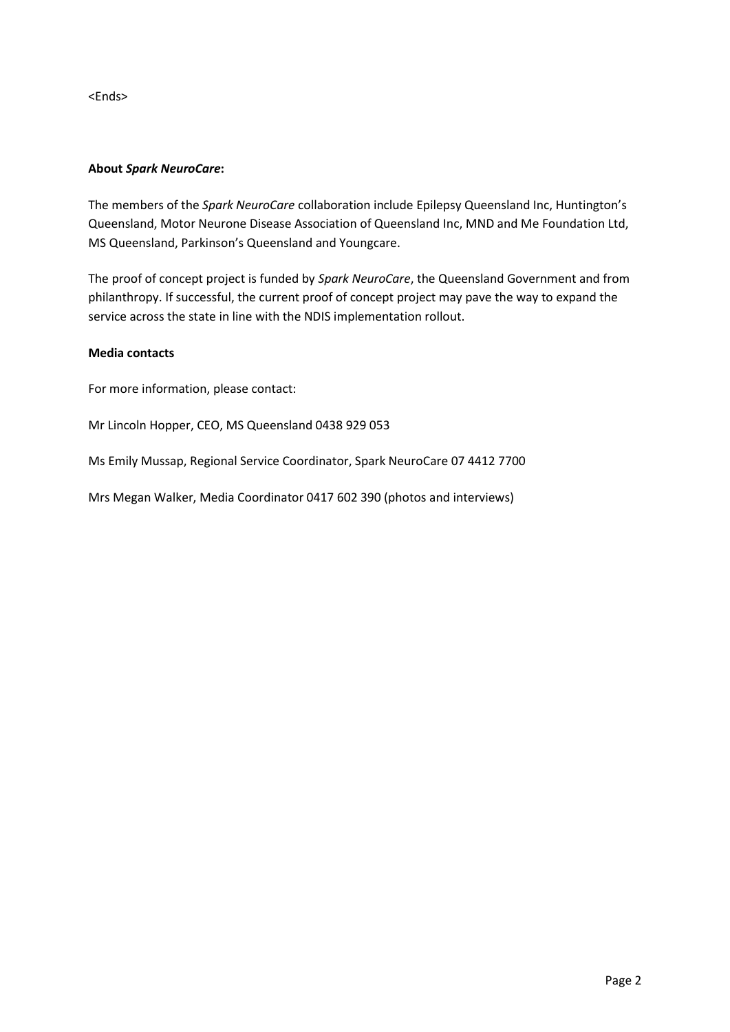<Ends>

**About *Spark NeuroCare*:**

The members of the *Spark NeuroCare* collaboration include Epilepsy Queensland Inc, Huntington's Queensland, Motor Neurone Disease Association of Queensland Inc, MND and Me Foundation Ltd, MS Queensland, Parkinson's Queensland and Youngcare.

The proof of concept project is funded by *Spark NeuroCare*, the Queensland Government and from philanthropy. If successful, the current proof of concept project may pave the way to expand the service across the state in line with the NDIS implementation rollout.

**Media contacts**

For more information, please contact:

Mr Lincoln Hopper, CEO, MS Queensland 0438 929 053

Ms Emily Mussap, Regional Service Coordinator, Spark NeuroCare 07 4412 7700

Mrs Megan Walker, Media Coordinator 0417 602 390 (photos and interviews)